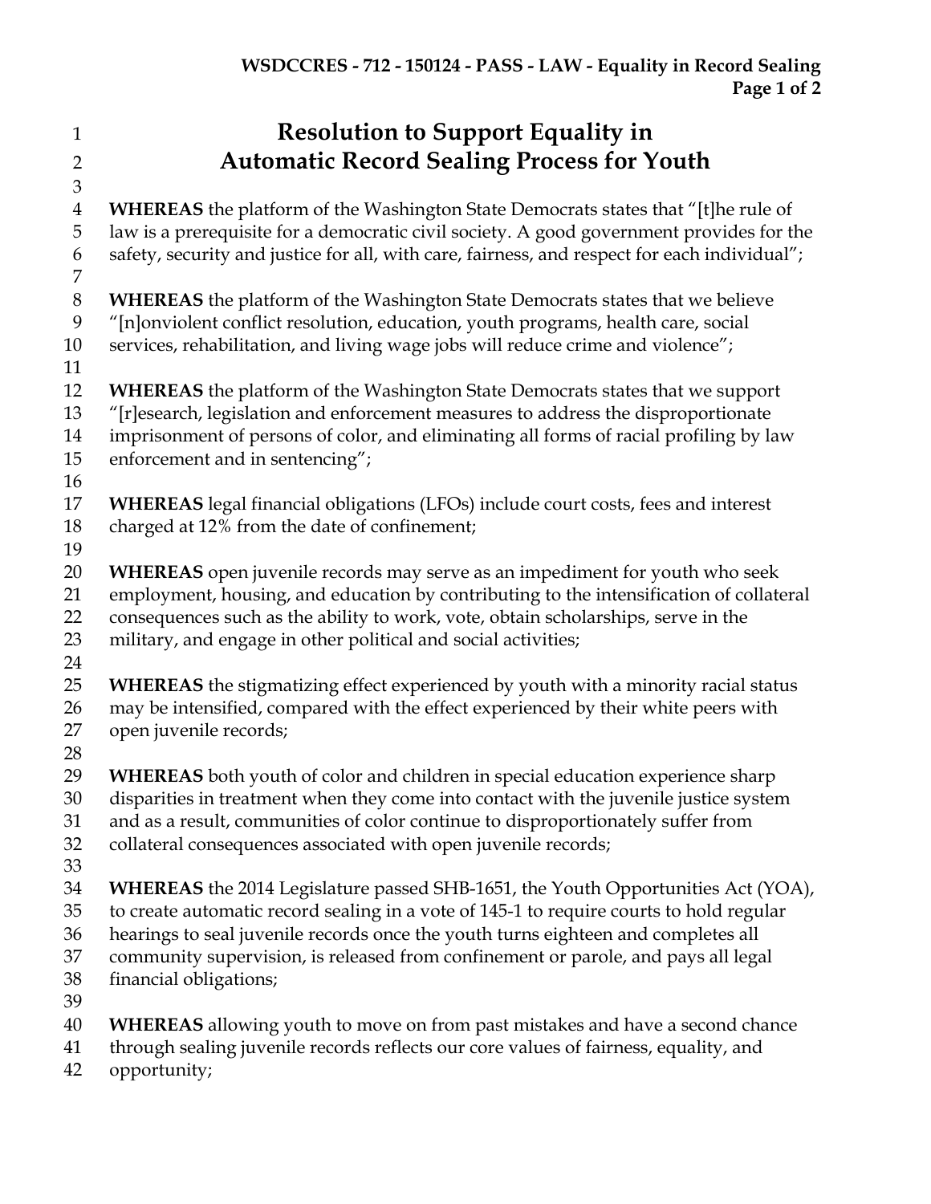# Resolution to Support Equality in Automatic Record Sealing Process for Youth

**WHEREAS** the platform of the Washington State Democrats states that "[t]he rule of law is a prerequisite for a democratic civil society. A good government provides for the safety, security and justice for all, with care, fairness, and respect for each individual";

**WHEREAS** the platform of the Washington State Democrats states that we believe "[n]onviolent conflict resolution, education, youth programs, health care, social services, rehabilitation, and living wage jobs will reduce crime and violence";

**WHEREAS** the platform of the Washington State Democrats states that we support "[r]esearch, legislation and enforcement measures to address the disproportionate imprisonment of persons of color, and eliminating all forms of racial profiling by law enforcement and in sentencing";

**WHEREAS** legal financial obligations (LFOs) include court costs, fees and interest charged at 12% from the date of confinement;

**WHEREAS** open juvenile records may serve as an impediment for youth who seek employment, housing, and education by contributing to the intensification of collateral consequences such as the ability to work, vote, obtain scholarships, serve in the military, and engage in other political and social activities;

**WHEREAS** the stigmatizing effect experienced by youth with a minority racial status may be intensified, compared with the effect experienced by their white peers with open juvenile records;

**WHEREAS** both youth of color and children in special education experience sharp disparities in treatment when they come into contact with the juvenile justice system and as a result, communities of color continue to disproportionately suffer from collateral consequences associated with open juvenile records;

**WHEREAS** the 2014 Legislature passed SHB-1651, the Youth Opportunities Act (YOA), to create automatic record sealing in a vote of 145-1 to require courts to hold regular hearings to seal juvenile records once the youth turns eighteen and completes all community supervision, is released from confinement or parole, and pays all legal financial obligations;

**WHEREAS** allowing youth to move on from past mistakes and have a second chance through sealing juvenile records reflects our core values of fairness, equality, and opportunity;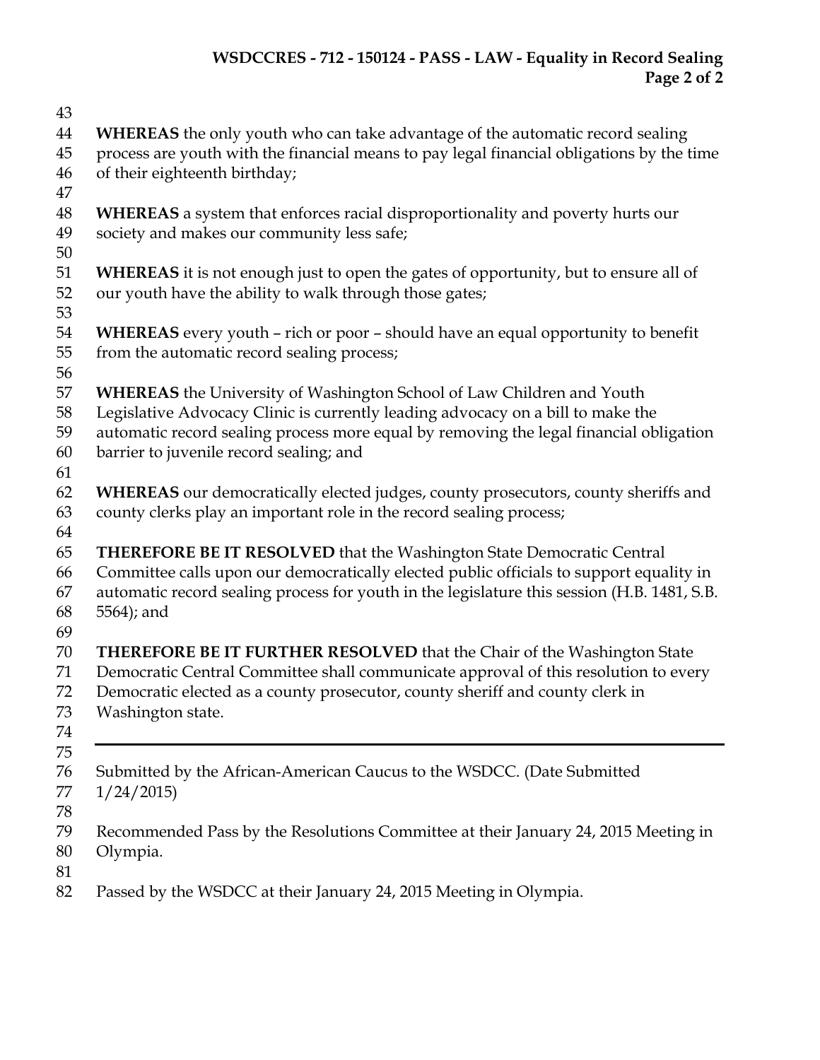**WHEREAS** the only youth who can take advantage of the automatic record sealing process are youth with the financial means to pay legal financial obligations by the time of their eighteenth birthday;

**WHEREAS** a system that enforces racial disproportionality and poverty hurts our society and makes our community less safe;

**WHEREAS** it is not enough just to open the gates of opportunity, but to ensure all of our youth have the ability to walk through those gates;

**WHEREAS** every youth – rich or poor – should have an equal opportunity to benefit from the automatic record sealing process;

**WHEREAS** the University of Washington School of Law Children and Youth Legislative Advocacy Clinic is currently leading advocacy on a bill to make the automatic record sealing process more equal by removing the legal financial obligation barrier to juvenile record sealing; and

**WHEREAS** our democratically elected judges, county prosecutors, county sheriffs and county clerks play an important role in the record sealing process;

**THEREFORE BE IT RESOLVED** that the Washington State Democratic Central Committee calls upon our democratically elected public officials to support equality in automatic record sealing process for youth in the legislature this session (H.B. 1481, S.B. 5564); and

**THEREFORE BE IT FURTHER RESOLVED** that the Chair of the Washington State Democratic Central Committee shall communicate approval of this resolution to every Democratic elected as a county prosecutor, county sheriff and county clerk in Washington state.

---

Submitted by the African-American Caucus to the WSDCC. (Date Submitted 1/24/2015)

Recommended Pass by the Resolutions Committee at their January 24, 2015 Meeting in Olympia.

Passed by the WSDCC at their January 24, 2015 Meeting in Olympia.